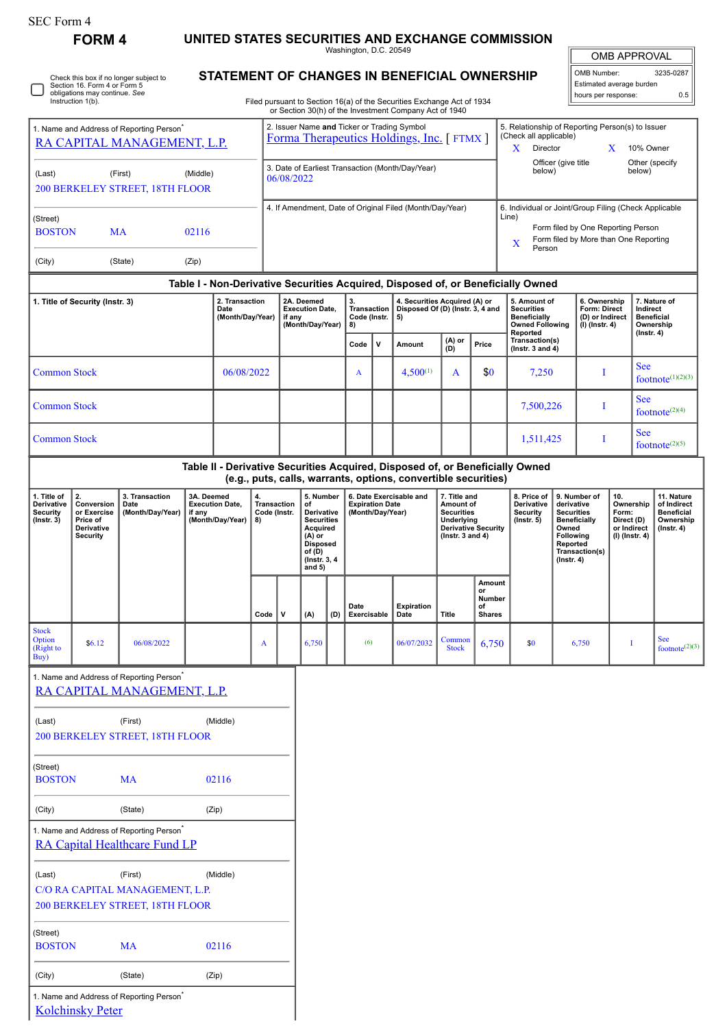SEC Form 4

# FORM 4

## UNITED STATES SECURITIES AND EXCHANGE COMMISSION

Washington, D.C. 20549

## STATEMENT OF CHANGES IN BENEFICIAL OWNERSHIP

Filed pursuant to Section 16(a) of the Securities Exchange Act of 1934 or Section 30(h) of the Investment Company Act of 1940

| OMB APPROVAL | |
|---|---|
| OMB Number: | 3235-0287 |
| Estimated average burden | |
| hours per response: | 0.5 |

☐ Check this box if no longer subject to Section 16. Form 4 or Form 5 obligations may continue. *See* Instruction 1(b).

1. Name and Address of Reporting Person*
RA CAPITAL MANAGEMENT, L.P.

(Last) (First) (Middle)
200 BERKELEY STREET, 18TH FLOOR

(Street)
BOSTON MA 02116

(City) (State) (Zip)

2. Issuer Name **and** Ticker or Trading Symbol
Forma Therapeutics Holdings, Inc. [ FTMX ]

3. Date of Earliest Transaction (Month/Day/Year)
06/08/2022

4. If Amendment, Date of Original Filed (Month/Day/Year)

5. Relationship of Reporting Person(s) to Issuer (Check all applicable)
X Director
X 10% Owner
Officer (give title below)
Other (specify below)

6. Individual or Joint/Group Filing (Check Applicable Line)
Form filed by One Reporting Person
X Form filed by More than One Reporting Person

### Table I - Non-Derivative Securities Acquired, Disposed of, or Beneficially Owned

| 1. Title of Security (Instr. 3) | 2. Transaction Date (Month/Day/Year) | 2A. Deemed Execution Date, if any (Month/Day/Year) | 3. Transaction Code (Instr. 8) | | 4. Securities Acquired (A) or Disposed Of (D) (Instr. 3, 4 and 5) | | | 5. Amount of Securities Beneficially Owned Following Reported Transaction(s) (Instr. 3 and 4) | 6. Ownership Form: Direct (D) or Indirect (I) (Instr. 4) | 7. Nature of Indirect Beneficial Ownership (Instr. 4) |
|---|---|---|---|---|---|---|---|---|---|---|
| | | | Code | V | Amount | (A) or (D) | Price | | | |
| Common Stock | 06/08/2022 | | A | | 4,500[1] | A | $0 | 7,250 | I | See footnote[1][2][3] |
| Common Stock | | | | | | | | 7,500,226 | I | See footnote[2][4] |
| Common Stock | | | | | | | | 1,511,425 | I | See footnote[2][5] |

### Table II - Derivative Securities Acquired, Disposed of, or Beneficially Owned (e.g., puts, calls, warrants, options, convertible securities)

| 1. Title of Derivative Security (Instr. 3) | 2. Conversion or Exercise Price of Derivative Security | 3. Transaction Date (Month/Day/Year) | 3A. Deemed Execution Date, if any (Month/Day/Year) | 4. Transaction Code (Instr. 8) | | 5. Number of Derivative Securities Acquired (A) or Disposed of (D) (Instr. 3, 4 and 5) | | 6. Date Exercisable and Expiration Date (Month/Day/Year) | | 7. Title and Amount of Securities Underlying Derivative Security (Instr. 3 and 4) | | 8. Price of Derivative Security (Instr. 5) | 9. Number of derivative Securities Beneficially Owned Following Reported Transaction(s) (Instr. 4) | 10. Ownership Form: Direct (D) or Indirect (I) (Instr. 4) | 11. Nature of Indirect Beneficial Ownership (Instr. 4) |
|---|---|---|---|---|---|---|---|---|---|---|---|---|---|---|---|
| | | | | Code | V | (A) | (D) | Date Exercisable | Expiration Date | Title | Amount or Number of Shares | | | | |
| Stock Option (Right to Buy) | $6.12 | 06/08/2022 | | A | | 6,750 | | (6) | 06/07/2032 | Common Stock | 6,750 | $0 | 6,750 | I | See footnote[2][3] |

1. Name and Address of Reporting Person*
RA CAPITAL MANAGEMENT, L.P.

(Last) (First) (Middle)
200 BERKELEY STREET, 18TH FLOOR

(Street)
BOSTON MA 02116

(City) (State) (Zip)

1. Name and Address of Reporting Person*
RA Capital Healthcare Fund LP

(Last) (First) (Middle)
C/O RA CAPITAL MANAGEMENT, L.P.
200 BERKELEY STREET, 18TH FLOOR

(Street)
BOSTON MA 02116

(City) (State) (Zip)

1. Name and Address of Reporting Person*
Kolchinsky Peter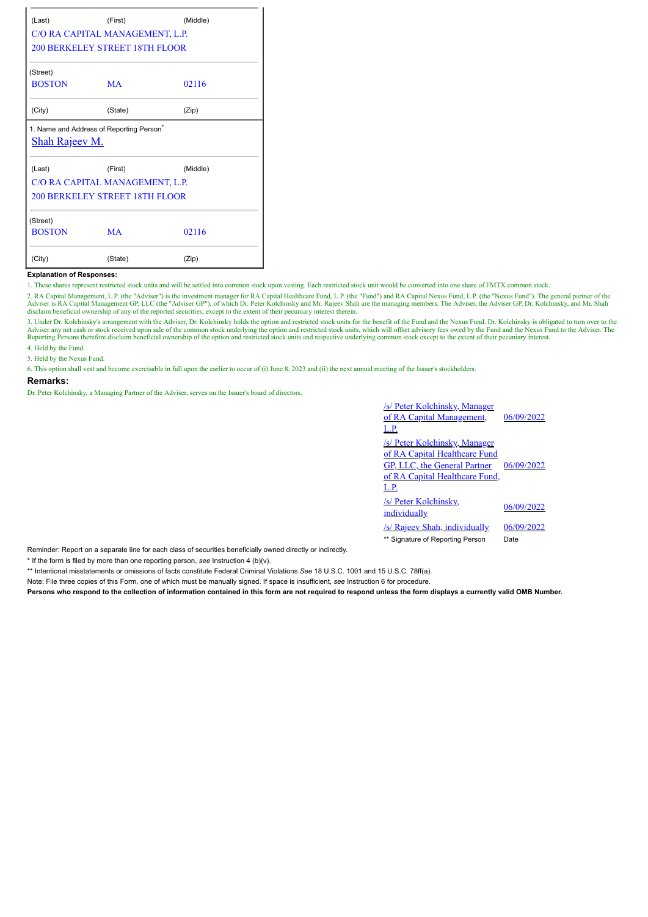| (Last) | (First) | (Middle) |
|---|---|---|
| C/O RA CAPITAL MANAGEMENT, L.P. | | |
| 200 BERKELEY STREET 18TH FLOOR | | |
| (Street) | | |
| BOSTON | MA | 02116 |
| (City) | (State) | (Zip) |

1. Name and Address of Reporting Person*

Shah Rajeev M.

| (Last) | (First) | (Middle) |
|---|---|---|
| C/O RA CAPITAL MANAGEMENT, L.P. | | |
| 200 BERKELEY STREET 18TH FLOOR | | |
| (Street) | | |
| BOSTON | MA | 02116 |
| (City) | (State) | (Zip) |

**Explanation of Responses:**

1. These shares represent restricted stock units and will be settled into common stock upon vesting. Each restricted stock unit would be converted into one share of FMTX common stock.

2. RA Capital Management, L.P. (the "Adviser") is the investment manager for RA Capital Healthcare Fund, L.P. (the "Fund") and RA Capital Nexus Fund, L.P. (the "Nexus Fund"). The general partner of the Adviser is RA Capital Management GP, LLC (the "Adviser GP"), of which Dr. Peter Kolchinsky and Mr. Rajeev Shah are the managing members. The Adviser, the Adviser GP, Dr. Kolchinsky, and Mr. Shah disclaim beneficial ownership of any of the reported securities, except to the extent of their pecuniary interest therein.

3. Under Dr. Kolchinsky's arrangement with the Adviser, Dr. Kolchinsky holds the option and restricted stock units for the benefit of the Fund and the Nexus Fund. Dr. Kolchinsky is obligated to turn over to the Adviser any net cash or stock received upon sale of the common stock underlying the option and restricted stock units, which will offset advisory fees owed by the Fund and the Nexus Fund to the Adviser. The Reporting Persons therefore disclaim beneficial ownership of the option and restricted stock units and respective underlying common stock except to the extent of their pecuniary interest.

4. Held by the Fund.

5. Held by the Nexus Fund.

6. This option shall vest and become exercisable in full upon the earlier to occur of (i) June 8, 2023 and (ii) the next annual meeting of the Issuer's stockholders.

## Remarks:

Dr. Peter Kolchinsky, a Managing Partner of the Adviser, serves on the Issuer's board of directors.

| ** Signature of Reporting Person | Date |
|---|---|
| /s/ Peter Kolchinsky, Manager of RA Capital Management, L.P. | 06/09/2022 |
| /s/ Peter Kolchinsky, Manager of RA Capital Healthcare Fund GP, LLC, the General Partner of RA Capital Healthcare Fund, L.P. | 06/09/2022 |
| /s/ Peter Kolchinsky, individually | 06/09/2022 |
| /s/ Rajeev Shah, individually | 06/09/2022 |

Reminder: Report on a separate line for each class of securities beneficially owned directly or indirectly.

* If the form is filed by more than one reporting person, *see* Instruction 4 (b)(v).

** Intentional misstatements or omissions of facts constitute Federal Criminal Violations *See* 18 U.S.C. 1001 and 15 U.S.C. 78ff(a).

Note: File three copies of this Form, one of which must be manually signed. If space is insufficient, *see* Instruction 6 for procedure.

**Persons who respond to the collection of information contained in this form are not required to respond unless the form displays a currently valid OMB Number.**